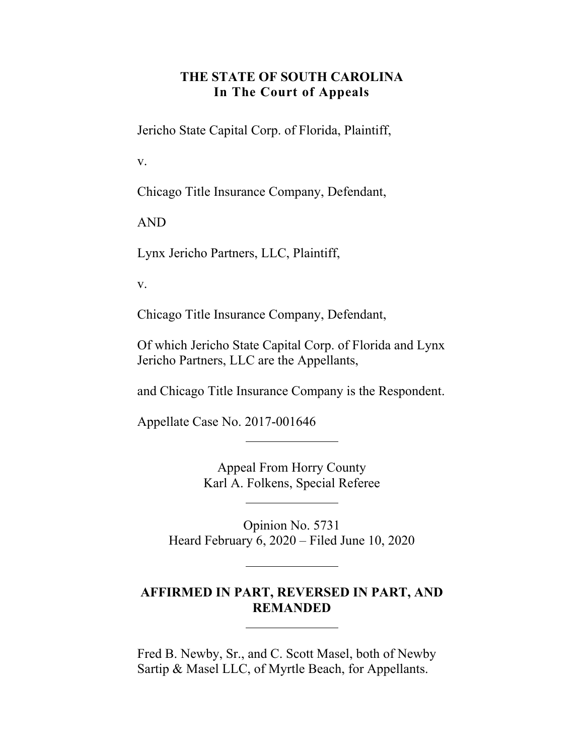**THE STATE OF SOUTH CAROLINA**
**In The Court of Appeals**

Jericho State Capital Corp. of Florida, Plaintiff,

v.

Chicago Title Insurance Company, Defendant,

AND

Lynx Jericho Partners, LLC, Plaintiff,

v.

Chicago Title Insurance Company, Defendant,

Of which Jericho State Capital Corp. of Florida and Lynx Jericho Partners, LLC are the Appellants,

and Chicago Title Insurance Company is the Respondent.

Appellate Case No. 2017-001646

---

Appeal From Horry County
Karl A. Folkens, Special Referee

---

Opinion No. 5731
Heard February 6, 2020 – Filed June 10, 2020

---

**AFFIRMED IN PART, REVERSED IN PART, AND REMANDED**

---

Fred B. Newby, Sr., and C. Scott Masel, both of Newby Sartip & Masel LLC, of Myrtle Beach, for Appellants.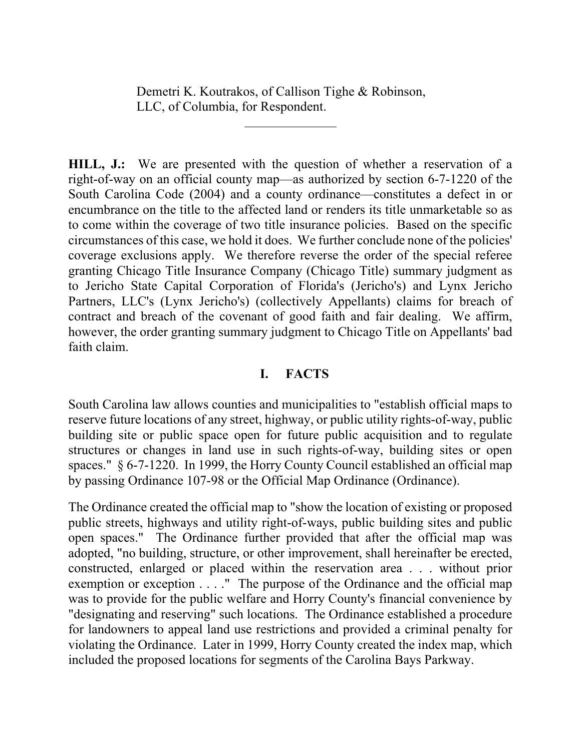Demetri K. Koutrakos, of Callison Tighe & Robinson, LLC, of Columbia, for Respondent.

---

**HILL, J.:** We are presented with the question of whether a reservation of a right-of-way on an official county map—as authorized by section 6-7-1220 of the South Carolina Code (2004) and a county ordinance—constitutes a defect in or encumbrance on the title to the affected land or renders its title unmarketable so as to come within the coverage of two title insurance policies. Based on the specific circumstances of this case, we hold it does. We further conclude none of the policies' coverage exclusions apply. We therefore reverse the order of the special referee granting Chicago Title Insurance Company (Chicago Title) summary judgment as to Jericho State Capital Corporation of Florida's (Jericho's) and Lynx Jericho Partners, LLC's (Lynx Jericho's) (collectively Appellants) claims for breach of contract and breach of the covenant of good faith and fair dealing. We affirm, however, the order granting summary judgment to Chicago Title on Appellants' bad faith claim.

## I. FACTS

South Carolina law allows counties and municipalities to "establish official maps to reserve future locations of any street, highway, or public utility rights-of-way, public building site or public space open for future public acquisition and to regulate structures or changes in land use in such rights-of-way, building sites or open spaces." § 6-7-1220. In 1999, the Horry County Council established an official map by passing Ordinance 107-98 or the Official Map Ordinance (Ordinance).

The Ordinance created the official map to "show the location of existing or proposed public streets, highways and utility right-of-ways, public building sites and public open spaces." The Ordinance further provided that after the official map was adopted, "no building, structure, or other improvement, shall hereinafter be erected, constructed, enlarged or placed within the reservation area . . . without prior exemption or exception . . . ." The purpose of the Ordinance and the official map was to provide for the public welfare and Horry County's financial convenience by "designating and reserving" such locations. The Ordinance established a procedure for landowners to appeal land use restrictions and provided a criminal penalty for violating the Ordinance. Later in 1999, Horry County created the index map, which included the proposed locations for segments of the Carolina Bays Parkway.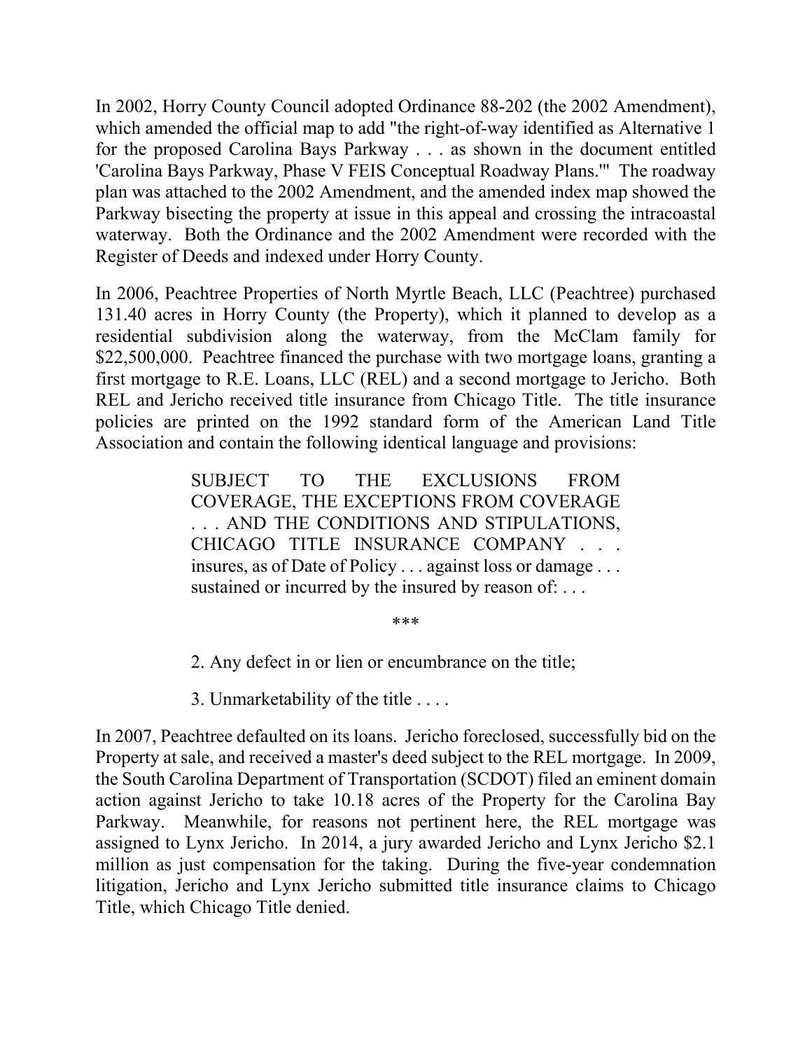In 2002, Horry County Council adopted Ordinance 88-202 (the 2002 Amendment), which amended the official map to add "the right-of-way identified as Alternative 1 for the proposed Carolina Bays Parkway . . . as shown in the document entitled 'Carolina Bays Parkway, Phase V FEIS Conceptual Roadway Plans.'" The roadway plan was attached to the 2002 Amendment, and the amended index map showed the Parkway bisecting the property at issue in this appeal and crossing the intracoastal waterway. Both the Ordinance and the 2002 Amendment were recorded with the Register of Deeds and indexed under Horry County.

In 2006, Peachtree Properties of North Myrtle Beach, LLC (Peachtree) purchased 131.40 acres in Horry County (the Property), which it planned to develop as a residential subdivision along the waterway, from the McClam family for $22,500,000. Peachtree financed the purchase with two mortgage loans, granting a first mortgage to R.E. Loans, LLC (REL) and a second mortgage to Jericho. Both REL and Jericho received title insurance from Chicago Title. The title insurance policies are printed on the 1992 standard form of the American Land Title Association and contain the following identical language and provisions:

> SUBJECT TO THE EXCLUSIONS FROM COVERAGE, THE EXCEPTIONS FROM COVERAGE . . . AND THE CONDITIONS AND STIPULATIONS, CHICAGO TITLE INSURANCE COMPANY . . . insures, as of Date of Policy . . . against loss or damage . . . sustained or incurred by the insured by reason of: . . .
>
> ***
>
> 2. Any defect in or lien or encumbrance on the title;
>
> 3. Unmarketability of the title . . . .

In 2007, Peachtree defaulted on its loans. Jericho foreclosed, successfully bid on the Property at sale, and received a master's deed subject to the REL mortgage. In 2009, the South Carolina Department of Transportation (SCDOT) filed an eminent domain action against Jericho to take 10.18 acres of the Property for the Carolina Bay Parkway. Meanwhile, for reasons not pertinent here, the REL mortgage was assigned to Lynx Jericho. In 2014, a jury awarded Jericho and Lynx Jericho $2.1 million as just compensation for the taking. During the five-year condemnation litigation, Jericho and Lynx Jericho submitted title insurance claims to Chicago Title, which Chicago Title denied.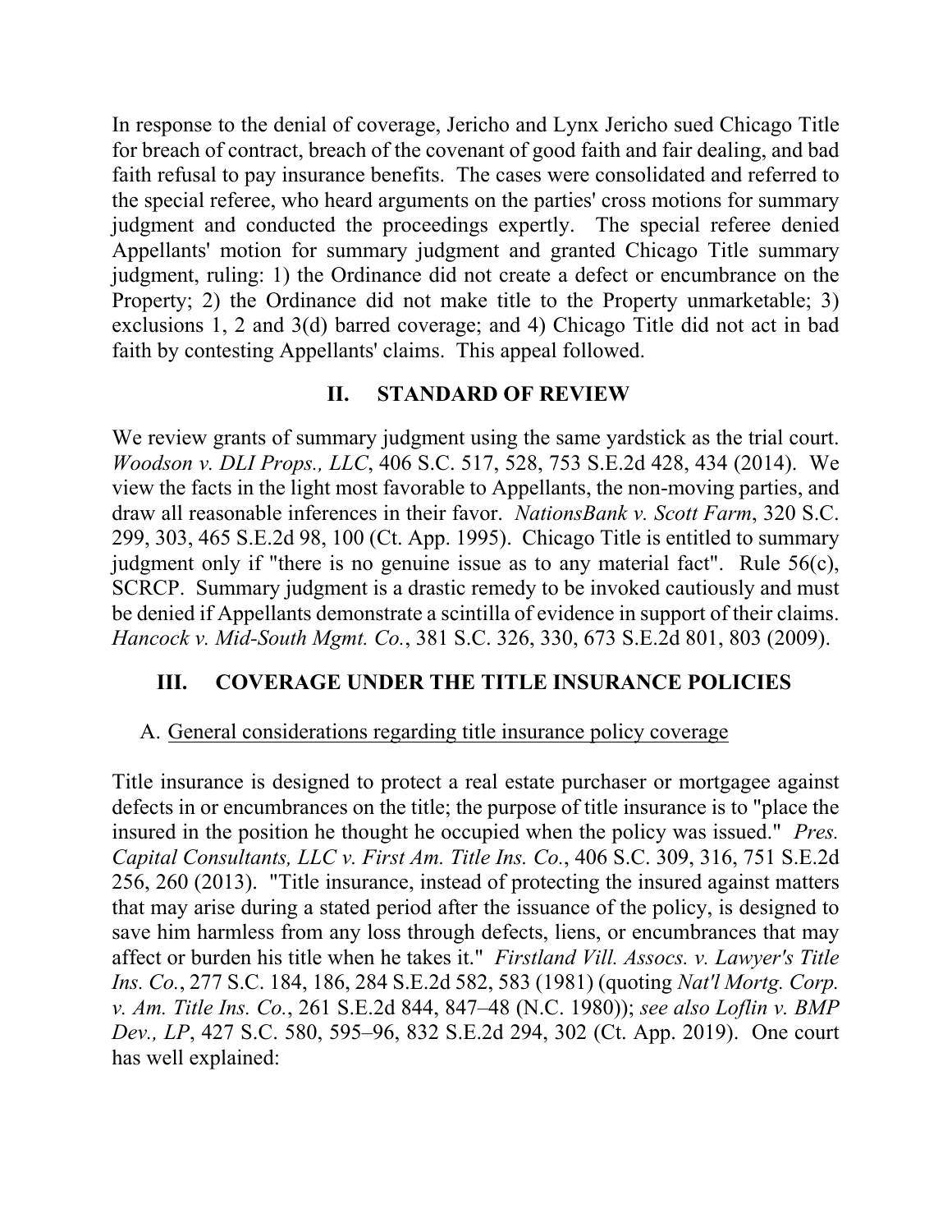In response to the denial of coverage, Jericho and Lynx Jericho sued Chicago Title for breach of contract, breach of the covenant of good faith and fair dealing, and bad faith refusal to pay insurance benefits. The cases were consolidated and referred to the special referee, who heard arguments on the parties' cross motions for summary judgment and conducted the proceedings expertly. The special referee denied Appellants' motion for summary judgment and granted Chicago Title summary judgment, ruling: 1) the Ordinance did not create a defect or encumbrance on the Property; 2) the Ordinance did not make title to the Property unmarketable; 3) exclusions 1, 2 and 3(d) barred coverage; and 4) Chicago Title did not act in bad faith by contesting Appellants' claims. This appeal followed.

## II. STANDARD OF REVIEW

We review grants of summary judgment using the same yardstick as the trial court. *Woodson v. DLI Props., LLC*, 406 S.C. 517, 528, 753 S.E.2d 428, 434 (2014). We view the facts in the light most favorable to Appellants, the non-moving parties, and draw all reasonable inferences in their favor. *NationsBank v. Scott Farm*, 320 S.C. 299, 303, 465 S.E.2d 98, 100 (Ct. App. 1995). Chicago Title is entitled to summary judgment only if "there is no genuine issue as to any material fact". Rule 56(c), SCRCP. Summary judgment is a drastic remedy to be invoked cautiously and must be denied if Appellants demonstrate a scintilla of evidence in support of their claims. *Hancock v. Mid-South Mgmt. Co.*, 381 S.C. 326, 330, 673 S.E.2d 801, 803 (2009).

## III. COVERAGE UNDER THE TITLE INSURANCE POLICIES

### A. General considerations regarding title insurance policy coverage

Title insurance is designed to protect a real estate purchaser or mortgagee against defects in or encumbrances on the title; the purpose of title insurance is to "place the insured in the position he thought he occupied when the policy was issued." *Pres. Capital Consultants, LLC v. First Am. Title Ins. Co.*, 406 S.C. 309, 316, 751 S.E.2d 256, 260 (2013). "Title insurance, instead of protecting the insured against matters that may arise during a stated period after the issuance of the policy, is designed to save him harmless from any loss through defects, liens, or encumbrances that may affect or burden his title when he takes it." *Firstland Vill. Assocs. v. Lawyer's Title Ins. Co.*, 277 S.C. 184, 186, 284 S.E.2d 582, 583 (1981) (quoting *Nat'l Mortg. Corp. v. Am. Title Ins. Co.*, 261 S.E.2d 844, 847–48 (N.C. 1980)); *see also Loflin v. BMP Dev., LP*, 427 S.C. 580, 595–96, 832 S.E.2d 294, 302 (Ct. App. 2019). One court has well explained: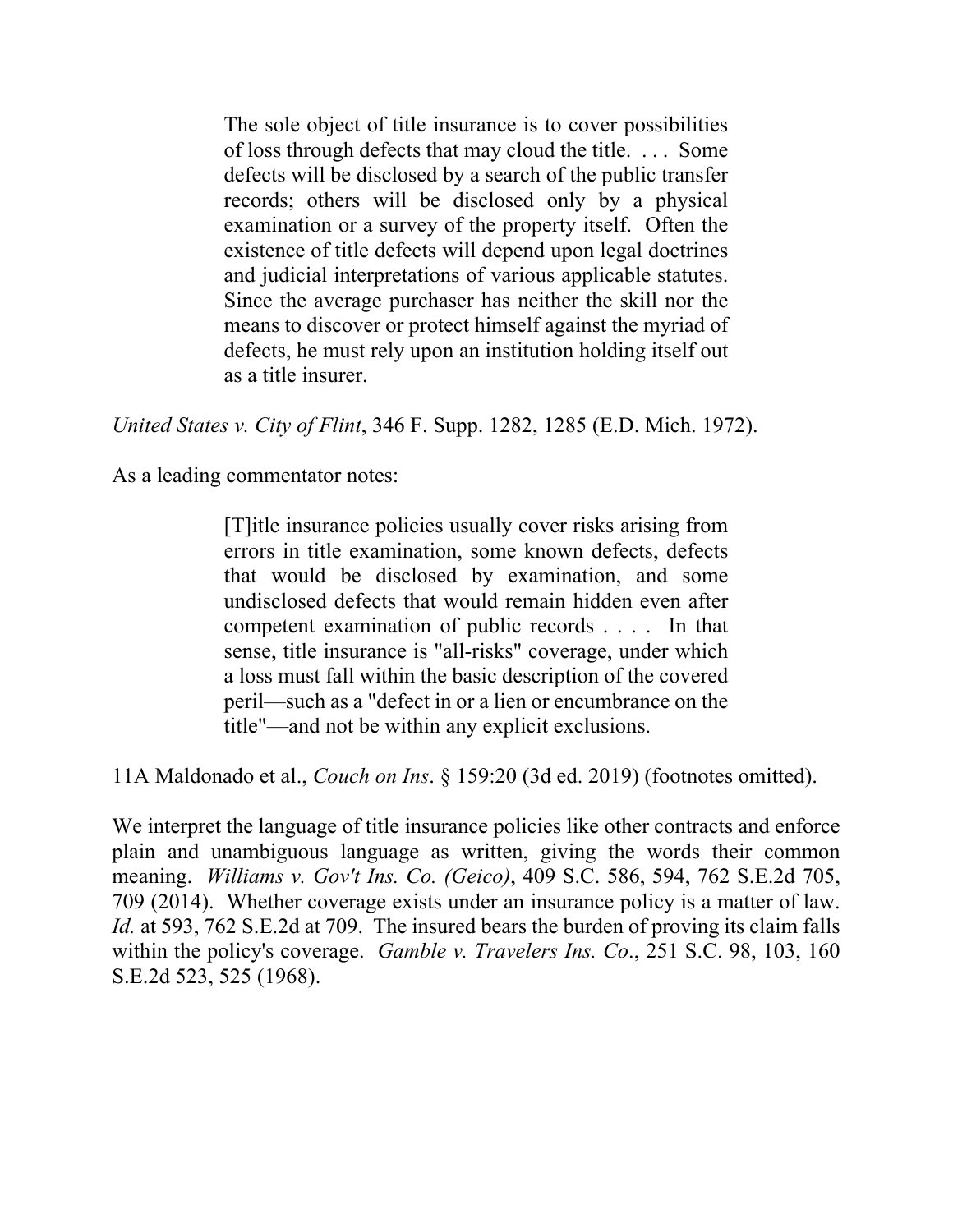> The sole object of title insurance is to cover possibilities of loss through defects that may cloud the title. . . . Some defects will be disclosed by a search of the public transfer records; others will be disclosed only by a physical examination or a survey of the property itself. Often the existence of title defects will depend upon legal doctrines and judicial interpretations of various applicable statutes. Since the average purchaser has neither the skill nor the means to discover or protect himself against the myriad of defects, he must rely upon an institution holding itself out as a title insurer.

*United States v. City of Flint*, 346 F. Supp. 1282, 1285 (E.D. Mich. 1972).

As a leading commentator notes:

> [T]itle insurance policies usually cover risks arising from errors in title examination, some known defects, defects that would be disclosed by examination, and some undisclosed defects that would remain hidden even after competent examination of public records . . . . In that sense, title insurance is "all-risks" coverage, under which a loss must fall within the basic description of the covered peril—such as a "defect in or a lien or encumbrance on the title"—and not be within any explicit exclusions.

11A Maldonado et al., *Couch on Ins*. § 159:20 (3d ed. 2019) (footnotes omitted).

We interpret the language of title insurance policies like other contracts and enforce plain and unambiguous language as written, giving the words their common meaning. *Williams v. Gov't Ins. Co. (Geico)*, 409 S.C. 586, 594, 762 S.E.2d 705, 709 (2014). Whether coverage exists under an insurance policy is a matter of law. *Id.* at 593, 762 S.E.2d at 709. The insured bears the burden of proving its claim falls within the policy's coverage. *Gamble v. Travelers Ins. Co*., 251 S.C. 98, 103, 160 S.E.2d 523, 525 (1968).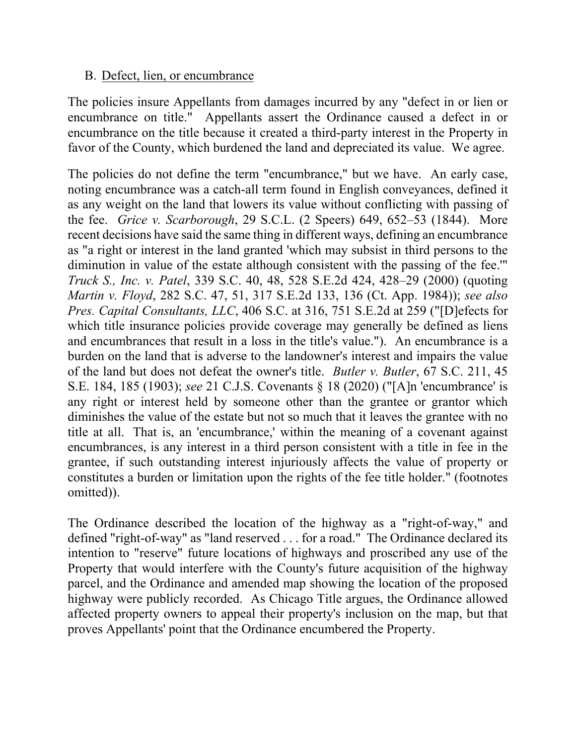B. <u>Defect, lien, or encumbrance</u>

The policies insure Appellants from damages incurred by any "defect in or lien or encumbrance on title." Appellants assert the Ordinance caused a defect in or encumbrance on the title because it created a third-party interest in the Property in favor of the County, which burdened the land and depreciated its value. We agree.

The policies do not define the term "encumbrance," but we have. An early case, noting encumbrance was a catch-all term found in English conveyances, defined it as any weight on the land that lowers its value without conflicting with passing of the fee. *Grice v. Scarborough*, 29 S.C.L. (2 Speers) 649, 652–53 (1844). More recent decisions have said the same thing in different ways, defining an encumbrance as "a right or interest in the land granted 'which may subsist in third persons to the diminution in value of the estate although consistent with the passing of the fee.'" *Truck S., Inc. v. Patel*, 339 S.C. 40, 48, 528 S.E.2d 424, 428–29 (2000) (quoting *Martin v. Floyd*, 282 S.C. 47, 51, 317 S.E.2d 133, 136 (Ct. App. 1984)); *see also Pres. Capital Consultants, LLC*, 406 S.C. at 316, 751 S.E.2d at 259 ("[D]efects for which title insurance policies provide coverage may generally be defined as liens and encumbrances that result in a loss in the title's value."). An encumbrance is a burden on the land that is adverse to the landowner's interest and impairs the value of the land but does not defeat the owner's title. *Butler v. Butler*, 67 S.C. 211, 45 S.E. 184, 185 (1903); *see* 21 C.J.S. Covenants § 18 (2020) ("[A]n 'encumbrance' is any right or interest held by someone other than the grantee or grantor which diminishes the value of the estate but not so much that it leaves the grantee with no title at all. That is, an 'encumbrance,' within the meaning of a covenant against encumbrances, is any interest in a third person consistent with a title in fee in the grantee, if such outstanding interest injuriously affects the value of property or constitutes a burden or limitation upon the rights of the fee title holder." (footnotes omitted)).

The Ordinance described the location of the highway as a "right-of-way," and defined "right-of-way" as "land reserved . . . for a road." The Ordinance declared its intention to "reserve" future locations of highways and proscribed any use of the Property that would interfere with the County's future acquisition of the highway parcel, and the Ordinance and amended map showing the location of the proposed highway were publicly recorded. As Chicago Title argues, the Ordinance allowed affected property owners to appeal their property's inclusion on the map, but that proves Appellants' point that the Ordinance encumbered the Property.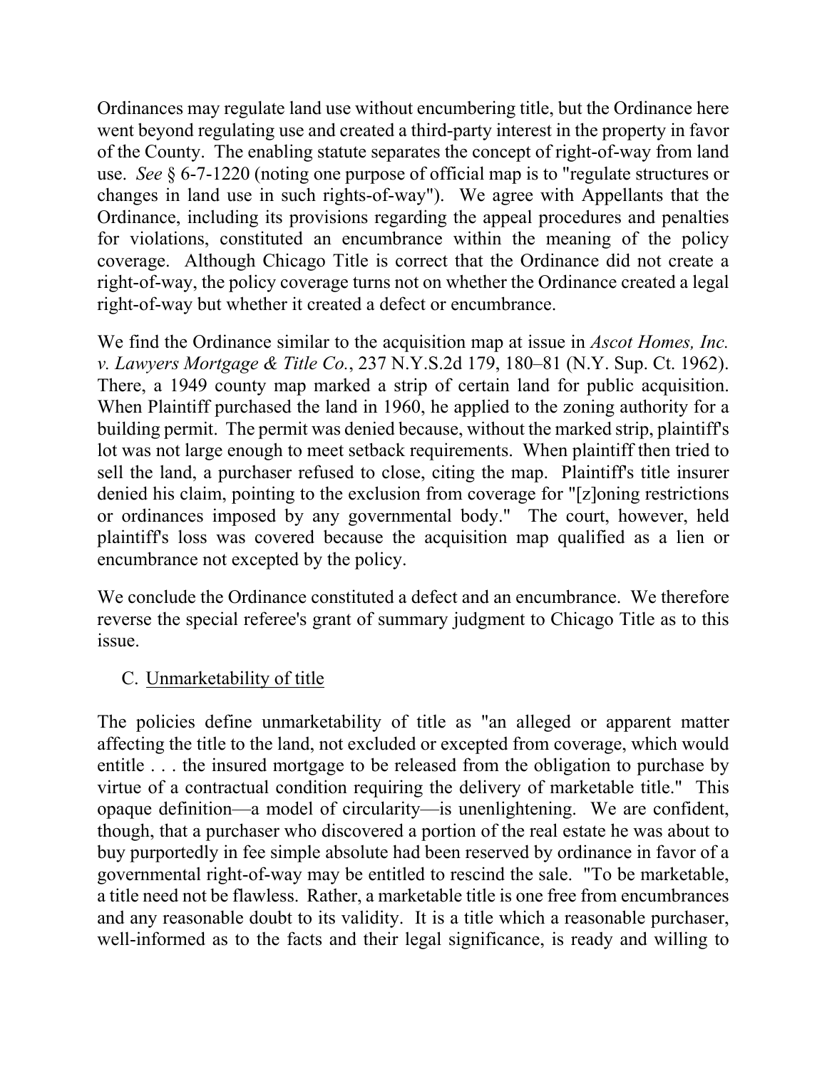Ordinances may regulate land use without encumbering title, but the Ordinance here went beyond regulating use and created a third-party interest in the property in favor of the County. The enabling statute separates the concept of right-of-way from land use. *See* § 6-7-1220 (noting one purpose of official map is to "regulate structures or changes in land use in such rights-of-way"). We agree with Appellants that the Ordinance, including its provisions regarding the appeal procedures and penalties for violations, constituted an encumbrance within the meaning of the policy coverage. Although Chicago Title is correct that the Ordinance did not create a right-of-way, the policy coverage turns not on whether the Ordinance created a legal right-of-way but whether it created a defect or encumbrance.

We find the Ordinance similar to the acquisition map at issue in *Ascot Homes, Inc. v. Lawyers Mortgage & Title Co.*, 237 N.Y.S.2d 179, 180–81 (N.Y. Sup. Ct. 1962). There, a 1949 county map marked a strip of certain land for public acquisition. When Plaintiff purchased the land in 1960, he applied to the zoning authority for a building permit. The permit was denied because, without the marked strip, plaintiff's lot was not large enough to meet setback requirements. When plaintiff then tried to sell the land, a purchaser refused to close, citing the map. Plaintiff's title insurer denied his claim, pointing to the exclusion from coverage for "[z]oning restrictions or ordinances imposed by any governmental body." The court, however, held plaintiff's loss was covered because the acquisition map qualified as a lien or encumbrance not excepted by the policy.

We conclude the Ordinance constituted a defect and an encumbrance. We therefore reverse the special referee's grant of summary judgment to Chicago Title as to this issue.

C. Unmarketability of title

The policies define unmarketability of title as "an alleged or apparent matter affecting the title to the land, not excluded or excepted from coverage, which would entitle . . . the insured mortgage to be released from the obligation to purchase by virtue of a contractual condition requiring the delivery of marketable title." This opaque definition—a model of circularity—is unenlightening. We are confident, though, that a purchaser who discovered a portion of the real estate he was about to buy purportedly in fee simple absolute had been reserved by ordinance in favor of a governmental right-of-way may be entitled to rescind the sale. "To be marketable, a title need not be flawless. Rather, a marketable title is one free from encumbrances and any reasonable doubt to its validity. It is a title which a reasonable purchaser, well-informed as to the facts and their legal significance, is ready and willing to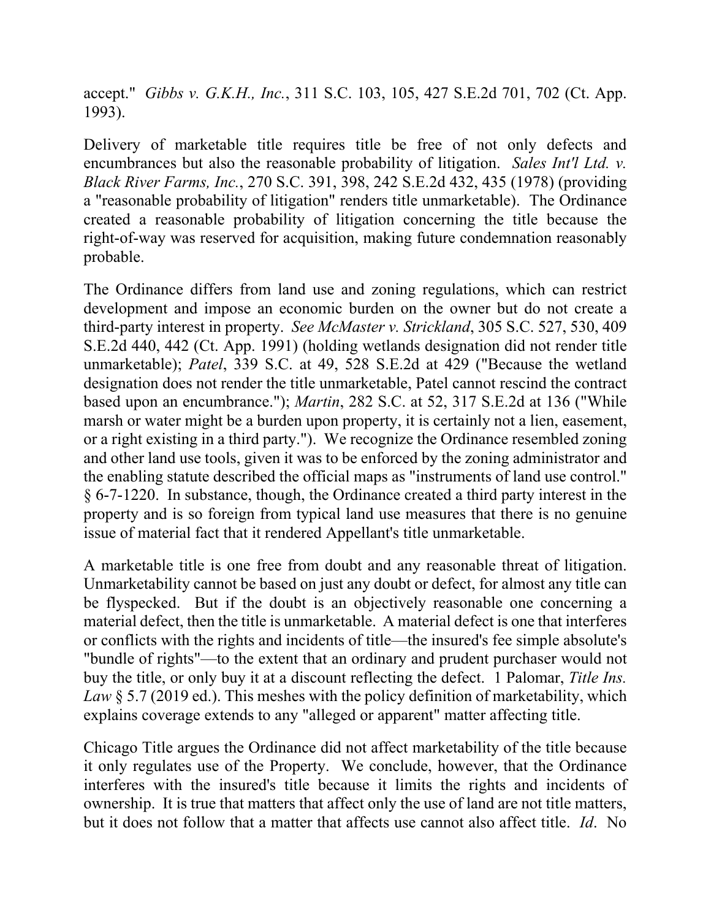accept." *Gibbs v. G.K.H., Inc.*, 311 S.C. 103, 105, 427 S.E.2d 701, 702 (Ct. App. 1993).

Delivery of marketable title requires title be free of not only defects and encumbrances but also the reasonable probability of litigation. *Sales Int'l Ltd. v. Black River Farms, Inc.*, 270 S.C. 391, 398, 242 S.E.2d 432, 435 (1978) (providing a "reasonable probability of litigation" renders title unmarketable). The Ordinance created a reasonable probability of litigation concerning the title because the right-of-way was reserved for acquisition, making future condemnation reasonably probable.

The Ordinance differs from land use and zoning regulations, which can restrict development and impose an economic burden on the owner but do not create a third-party interest in property. *See McMaster v. Strickland*, 305 S.C. 527, 530, 409 S.E.2d 440, 442 (Ct. App. 1991) (holding wetlands designation did not render title unmarketable); *Patel*, 339 S.C. at 49, 528 S.E.2d at 429 ("Because the wetland designation does not render the title unmarketable, Patel cannot rescind the contract based upon an encumbrance."); *Martin*, 282 S.C. at 52, 317 S.E.2d at 136 ("While marsh or water might be a burden upon property, it is certainly not a lien, easement, or a right existing in a third party."). We recognize the Ordinance resembled zoning and other land use tools, given it was to be enforced by the zoning administrator and the enabling statute described the official maps as "instruments of land use control." § 6-7-1220. In substance, though, the Ordinance created a third party interest in the property and is so foreign from typical land use measures that there is no genuine issue of material fact that it rendered Appellant's title unmarketable.

A marketable title is one free from doubt and any reasonable threat of litigation. Unmarketability cannot be based on just any doubt or defect, for almost any title can be flyspecked. But if the doubt is an objectively reasonable one concerning a material defect, then the title is unmarketable. A material defect is one that interferes or conflicts with the rights and incidents of title—the insured's fee simple absolute's "bundle of rights"—to the extent that an ordinary and prudent purchaser would not buy the title, or only buy it at a discount reflecting the defect. 1 Palomar, *Title Ins. Law* § 5.7 (2019 ed.). This meshes with the policy definition of marketability, which explains coverage extends to any "alleged or apparent" matter affecting title.

Chicago Title argues the Ordinance did not affect marketability of the title because it only regulates use of the Property. We conclude, however, that the Ordinance interferes with the insured's title because it limits the rights and incidents of ownership. It is true that matters that affect only the use of land are not title matters, but it does not follow that a matter that affects use cannot also affect title. *Id*. No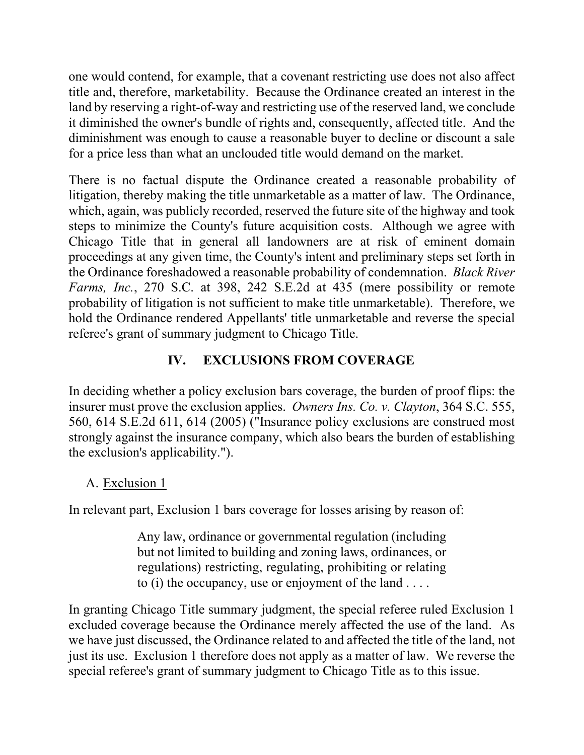one would contend, for example, that a covenant restricting use does not also affect title and, therefore, marketability. Because the Ordinance created an interest in the land by reserving a right-of-way and restricting use of the reserved land, we conclude it diminished the owner's bundle of rights and, consequently, affected title. And the diminishment was enough to cause a reasonable buyer to decline or discount a sale for a price less than what an unclouded title would demand on the market.

There is no factual dispute the Ordinance created a reasonable probability of litigation, thereby making the title unmarketable as a matter of law. The Ordinance, which, again, was publicly recorded, reserved the future site of the highway and took steps to minimize the County's future acquisition costs. Although we agree with Chicago Title that in general all landowners are at risk of eminent domain proceedings at any given time, the County's intent and preliminary steps set forth in the Ordinance foreshadowed a reasonable probability of condemnation. *Black River Farms, Inc.*, 270 S.C. at 398, 242 S.E.2d at 435 (mere possibility or remote probability of litigation is not sufficient to make title unmarketable). Therefore, we hold the Ordinance rendered Appellants' title unmarketable and reverse the special referee's grant of summary judgment to Chicago Title.

## IV. EXCLUSIONS FROM COVERAGE

In deciding whether a policy exclusion bars coverage, the burden of proof flips: the insurer must prove the exclusion applies. *Owners Ins. Co. v. Clayton*, 364 S.C. 555, 560, 614 S.E.2d 611, 614 (2005) ("Insurance policy exclusions are construed most strongly against the insurance company, which also bears the burden of establishing the exclusion's applicability.").

### A. Exclusion 1

In relevant part, Exclusion 1 bars coverage for losses arising by reason of:

> Any law, ordinance or governmental regulation (including but not limited to building and zoning laws, ordinances, or regulations) restricting, regulating, prohibiting or relating to (i) the occupancy, use or enjoyment of the land . . . .

In granting Chicago Title summary judgment, the special referee ruled Exclusion 1 excluded coverage because the Ordinance merely affected the use of the land. As we have just discussed, the Ordinance related to and affected the title of the land, not just its use. Exclusion 1 therefore does not apply as a matter of law. We reverse the special referee's grant of summary judgment to Chicago Title as to this issue.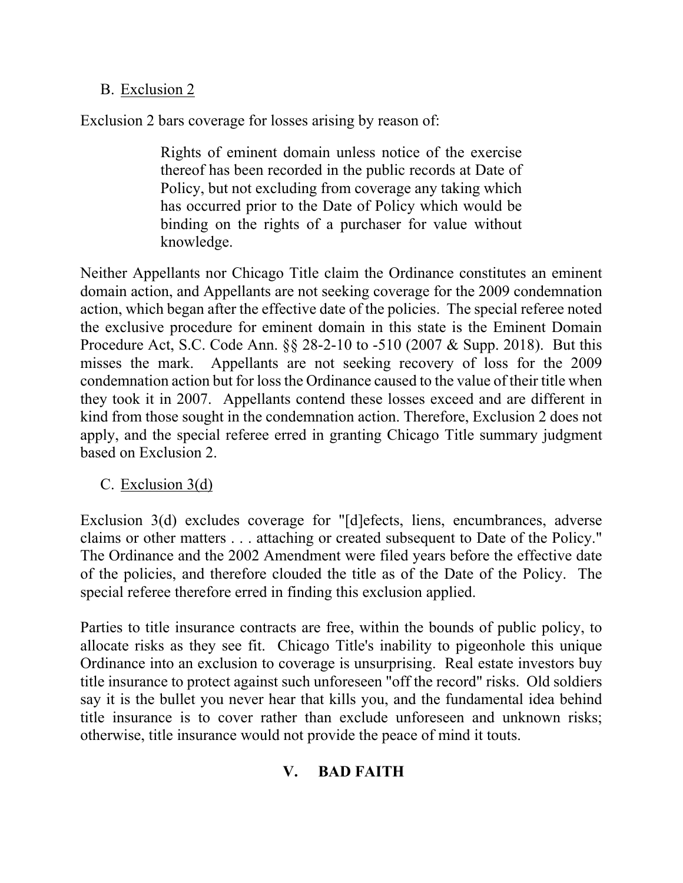B. Exclusion 2

Exclusion 2 bars coverage for losses arising by reason of:

> Rights of eminent domain unless notice of the exercise thereof has been recorded in the public records at Date of Policy, but not excluding from coverage any taking which has occurred prior to the Date of Policy which would be binding on the rights of a purchaser for value without knowledge.

Neither Appellants nor Chicago Title claim the Ordinance constitutes an eminent domain action, and Appellants are not seeking coverage for the 2009 condemnation action, which began after the effective date of the policies. The special referee noted the exclusive procedure for eminent domain in this state is the Eminent Domain Procedure Act, S.C. Code Ann. §§ 28-2-10 to -510 (2007 & Supp. 2018). But this misses the mark. Appellants are not seeking recovery of loss for the 2009 condemnation action but for loss the Ordinance caused to the value of their title when they took it in 2007. Appellants contend these losses exceed and are different in kind from those sought in the condemnation action. Therefore, Exclusion 2 does not apply, and the special referee erred in granting Chicago Title summary judgment based on Exclusion 2.

C. Exclusion 3(d)

Exclusion 3(d) excludes coverage for "[d]efects, liens, encumbrances, adverse claims or other matters . . . attaching or created subsequent to Date of the Policy." The Ordinance and the 2002 Amendment were filed years before the effective date of the policies, and therefore clouded the title as of the Date of the Policy. The special referee therefore erred in finding this exclusion applied.

Parties to title insurance contracts are free, within the bounds of public policy, to allocate risks as they see fit. Chicago Title's inability to pigeonhole this unique Ordinance into an exclusion to coverage is unsurprising. Real estate investors buy title insurance to protect against such unforeseen "off the record" risks. Old soldiers say it is the bullet you never hear that kills you, and the fundamental idea behind title insurance is to cover rather than exclude unforeseen and unknown risks; otherwise, title insurance would not provide the peace of mind it touts.

## V. BAD FAITH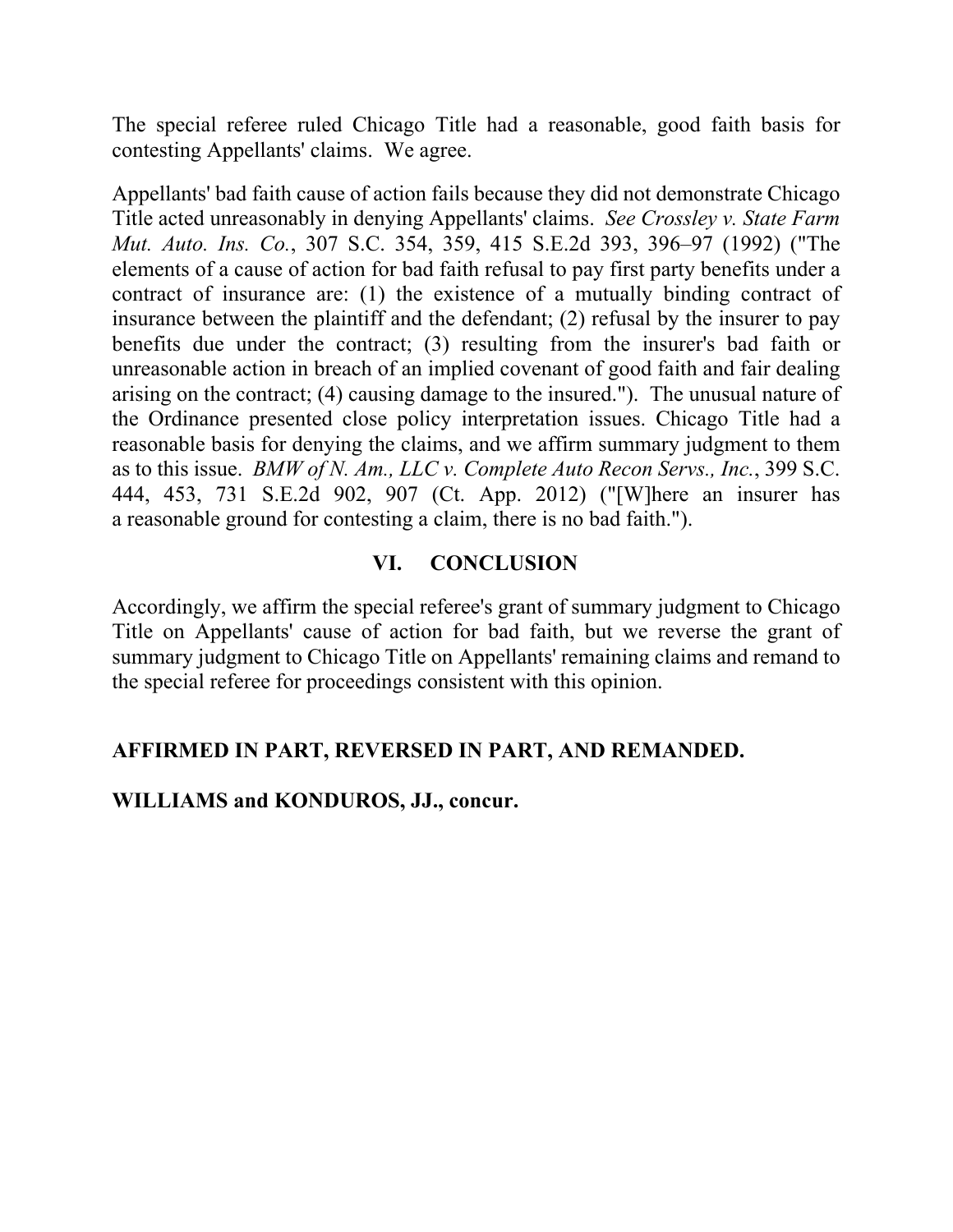The special referee ruled Chicago Title had a reasonable, good faith basis for contesting Appellants' claims. We agree.

Appellants' bad faith cause of action fails because they did not demonstrate Chicago Title acted unreasonably in denying Appellants' claims. *See Crossley v. State Farm Mut. Auto. Ins. Co.*, 307 S.C. 354, 359, 415 S.E.2d 393, 396–97 (1992) ("The elements of a cause of action for bad faith refusal to pay first party benefits under a contract of insurance are: (1) the existence of a mutually binding contract of insurance between the plaintiff and the defendant; (2) refusal by the insurer to pay benefits due under the contract; (3) resulting from the insurer's bad faith or unreasonable action in breach of an implied covenant of good faith and fair dealing arising on the contract; (4) causing damage to the insured."). The unusual nature of the Ordinance presented close policy interpretation issues. Chicago Title had a reasonable basis for denying the claims, and we affirm summary judgment to them as to this issue. *BMW of N. Am., LLC v. Complete Auto Recon Servs., Inc.*, 399 S.C. 444, 453, 731 S.E.2d 902, 907 (Ct. App. 2012) ("[W]here an insurer has a reasonable ground for contesting a claim, there is no bad faith.").

## VI. CONCLUSION

Accordingly, we affirm the special referee's grant of summary judgment to Chicago Title on Appellants' cause of action for bad faith, but we reverse the grant of summary judgment to Chicago Title on Appellants' remaining claims and remand to the special referee for proceedings consistent with this opinion.

**AFFIRMED IN PART, REVERSED IN PART, AND REMANDED.**

**WILLIAMS and KONDUROS, JJ., concur.**